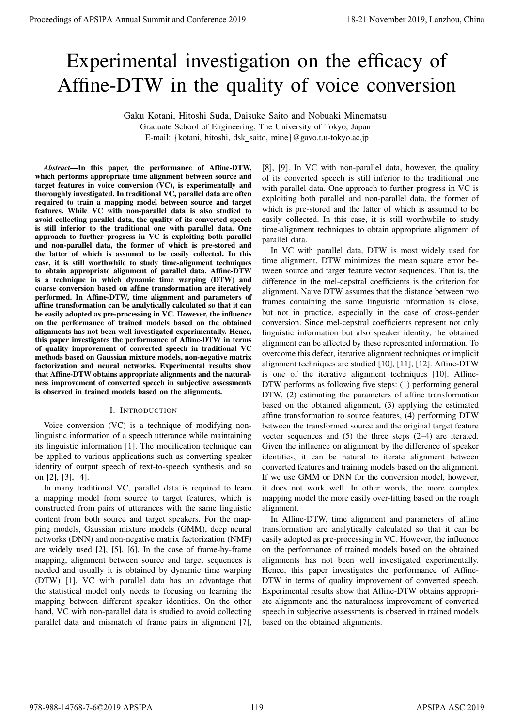# Experimental investigation on the efficacy of Affine-DTW in the quality of voice conversion

Gaku Kotani, Hitoshi Suda, Daisuke Saito and Nobuaki Minematsu

Graduate School of Engineering, The University of Tokyo, Japan

E-mail: {kotani, hitoshi, dsk_saito, mine}@gavo.t.u-tokyo.ac.jp

***Abstract*—In this paper, the performance of Affine-DTW, which performs appropriate time alignment between source and target features in voice conversion (VC), is experimentally and thoroughly investigated. In traditional VC, parallel data are often required to train a mapping model between source and target features. While VC with non-parallel data is also studied to avoid collecting parallel data, the quality of its converted speech is still inferior to the traditional one with parallel data. One approach to further progress in VC is exploiting both parallel and non-parallel data, the former of which is pre-stored and the latter of which is assumed to be easily collected. In this case, it is still worthwhile to study time-alignment techniques to obtain appropriate alignment of parallel data. Affine-DTW is a technique in which dynamic time warping (DTW) and coarse conversion based on affine transformation are iteratively performed. In Affine-DTW, time alignment and parameters of affine transformation can be analytically calculated so that it can be easily adopted as pre-processing in VC. However, the influence on the performance of trained models based on the obtained alignments has not been well investigated experimentally. Hence, this paper investigates the performance of Affine-DTW in terms of quality improvement of converted speech in traditional VC methods based on Gaussian mixture models, non-negative matrix factorization and neural networks. Experimental results show that Affine-DTW obtains appropriate alignments and the naturalness improvement of converted speech in subjective assessments is observed in trained models based on the alignments.**

## I. Introduction

Voice conversion (VC) is a technique of modifying non-linguistic information of a speech utterance while maintaining its linguistic information [1]. The modification technique can be applied to various applications such as converting speaker identity of output speech of text-to-speech synthesis and so on [2], [3], [4].

In many traditional VC, parallel data is required to learn a mapping model from source to target features, which is constructed from pairs of utterances with the same linguistic content from both source and target speakers. For the mapping models, Gaussian mixture models (GMM), deep neural networks (DNN) and non-negative matrix factorization (NMF) are widely used [2], [5], [6]. In the case of frame-by-frame mapping, alignment between source and target sequences is needed and usually it is obtained by dynamic time warping (DTW) [1]. VC with parallel data has an advantage that the statistical model only needs to focusing on learning the mapping between different speaker identities. On the other hand, VC with non-parallel data is studied to avoid collecting parallel data and mismatch of frame pairs in alignment [7], [8], [9]. In VC with non-parallel data, however, the quality of its converted speech is still inferior to the traditional one with parallel data. One approach to further progress in VC is exploiting both parallel and non-parallel data, the former of which is pre-stored and the latter of which is assumed to be easily collected. In this case, it is still worthwhile to study time-alignment techniques to obtain appropriate alignment of parallel data.

In VC with parallel data, DTW is most widely used for time alignment. DTW minimizes the mean square error between source and target feature vector sequences. That is, the difference in the mel-cepstral coefficients is the criterion for alignment. Naive DTW assumes that the distance between two frames containing the same linguistic information is close, but not in practice, especially in the case of cross-gender conversion. Since mel-cepstral coefficients represent not only linguistic information but also speaker identity, the obtained alignment can be affected by these represented information. To overcome this defect, iterative alignment techniques or implicit alignment techniques are studied [10], [11], [12]. Affine-DTW is one of the iterative alignment techniques [10]. Affine-DTW performs as following five steps: (1) performing general DTW, (2) estimating the parameters of affine transformation based on the obtained alignment, (3) applying the estimated affine transformation to source features, (4) performing DTW between the transformed source and the original target feature vector sequences and (5) the three steps (2–4) are iterated. Given the influence on alignment by the difference of speaker identities, it can be natural to iterate alignment between converted features and training models based on the alignment. If we use GMM or DNN for the conversion model, however, it does not work well. In other words, the more complex mapping model the more easily over-fitting based on the rough alignment.

In Affine-DTW, time alignment and parameters of affine transformation are analytically calculated so that it can be easily adopted as pre-processing in VC. However, the influence on the performance of trained models based on the obtained alignments has not been well investigated experimentally. Hence, this paper investigates the performance of Affine-DTW in terms of quality improvement of converted speech. Experimental results show that Affine-DTW obtains appropriate alignments and the naturalness improvement of converted speech in subjective assessments is observed in trained models based on the obtained alignments.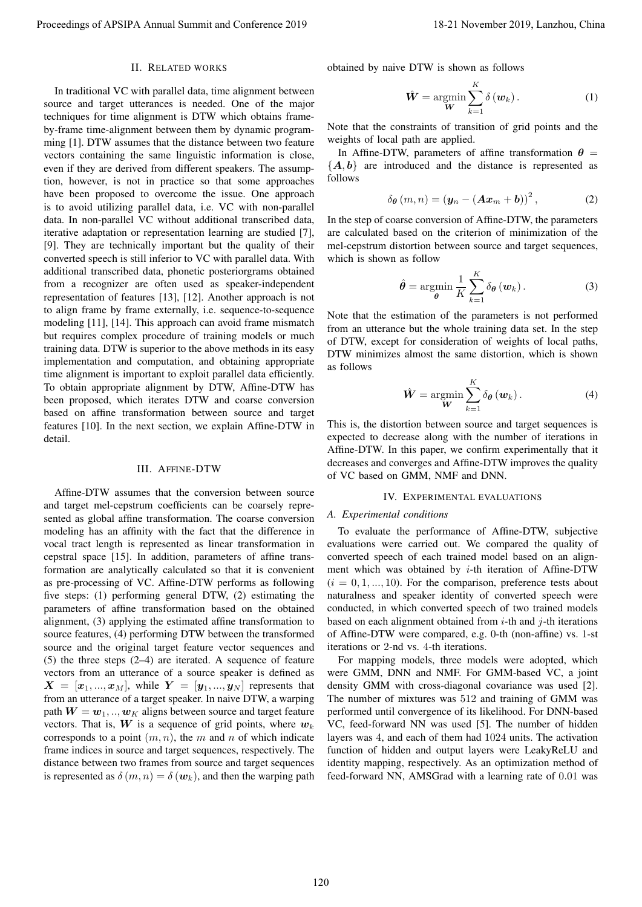## II. Related works

In traditional VC with parallel data, time alignment between source and target utterances is needed. One of the major techniques for time alignment is DTW which obtains frame-by-frame time-alignment between them by dynamic programming [1]. DTW assumes that the distance between two feature vectors containing the same linguistic information is close, even if they are derived from different speakers. The assumption, however, is not in practice so that some approaches have been proposed to overcome the issue. One approach is to avoid utilizing parallel data, i.e. VC with non-parallel data. In non-parallel VC without additional transcribed data, iterative adaptation or representation learning are studied [7], [9]. They are technically important but the quality of their converted speech is still inferior to VC with parallel data. With additional transcribed data, phonetic posteriorgrams obtained from a recognizer are often used as speaker-independent representation of features [13], [12]. Another approach is not to align frame by frame externally, i.e. sequence-to-sequence modeling [11], [14]. This approach can avoid frame mismatch but requires complex procedure of training models or much training data. DTW is superior to the above methods in its easy implementation and computation, and obtaining appropriate time alignment is important to exploit parallel data efficiently. To obtain appropriate alignment by DTW, Affine-DTW has been proposed, which iterates DTW and coarse conversion based on affine transformation between source and target features [10]. In the next section, we explain Affine-DTW in detail.

## III. Affine-DTW

Affine-DTW assumes that the conversion between source and target mel-cepstrum coefficients can be coarsely represented as global affine transformation. The coarse conversion modeling has an affinity with the fact that the difference in vocal tract length is represented as linear transformation in cepstral space [15]. In addition, parameters of affine transformation are analytically calculated so that it is convenient as pre-processing of VC. Affine-DTW performs as following five steps: (1) performing general DTW, (2) estimating the parameters of affine transformation based on the obtained alignment, (3) applying the estimated affine transformation to source features, (4) performing DTW between the transformed source and the original target feature vector sequences and (5) the three steps (2–4) are iterated. A sequence of feature vectors from an utterance of a source speaker is defined as $\boldsymbol{X} = [\boldsymbol{x}_1, ..., \boldsymbol{x}_M]$, while $\boldsymbol{Y} = [\boldsymbol{y}_1, ..., \boldsymbol{y}_N]$ represents that from an utterance of a target speaker. In naive DTW, a warping path $\boldsymbol{W} = \boldsymbol{w}_1, .., \boldsymbol{w}_K$ aligns between source and target feature vectors. That is, $\boldsymbol{W}$ is a sequence of grid points, where $\boldsymbol{w}_k$ corresponds to a point $(m, n)$, the $m$ and $n$ of which indicate frame indices in source and target sequences, respectively. The distance between two frames from source and target sequences is represented as $\delta(m, n) = \delta(\boldsymbol{w}_k)$, and then the warping path obtained by naive DTW is shown as follows

$$\hat{\boldsymbol{W}} = \operatorname*{argmin}_{\boldsymbol{W}} \sum_{k=1}^{K} \delta(\boldsymbol{w}_k). \tag{1}$$

Note that the constraints of transition of grid points and the weights of local path are applied.

In Affine-DTW, parameters of affine transformation $\boldsymbol{\theta} = \{\boldsymbol{A}, \boldsymbol{b}\}$ are introduced and the distance is represented as follows

$$\delta_{\boldsymbol{\theta}}(m, n) = \left(\boldsymbol{y}_n - (\boldsymbol{A}\boldsymbol{x}_m + \boldsymbol{b})\right)^2, \tag{2}$$

In the step of coarse conversion of Affine-DTW, the parameters are calculated based on the criterion of minimization of the mel-cepstrum distortion between source and target sequences, which is shown as follow

$$\hat{\boldsymbol{\theta}} = \operatorname*{argmin}_{\boldsymbol{\theta}} \frac{1}{K} \sum_{k=1}^{K} \delta_{\boldsymbol{\theta}}(\boldsymbol{w}_k). \tag{3}$$

Note that the estimation of the parameters is not performed from an utterance but the whole training data set. In the step of DTW, except for consideration of weights of local paths, DTW minimizes almost the same distortion, which is shown as follows

$$\hat{\boldsymbol{W}} = \operatorname*{argmin}_{\boldsymbol{W}} \sum_{k=1}^{K} \delta_{\boldsymbol{\theta}}(\boldsymbol{w}_k). \tag{4}$$

This is, the distortion between source and target sequences is expected to decrease along with the number of iterations in Affine-DTW. In this paper, we confirm experimentally that it decreases and converges and Affine-DTW improves the quality of VC based on GMM, NMF and DNN.

## IV. Experimental evaluations

### A. Experimental conditions

To evaluate the performance of Affine-DTW, subjective evaluations were carried out. We compared the quality of converted speech of each trained model based on an alignment which was obtained by $i$-th iteration of Affine-DTW ($i = 0, 1, ..., 10$). For the comparison, preference tests about naturalness and speaker identity of converted speech were conducted, in which converted speech of two trained models based on each alignment obtained from $i$-th and $j$-th iterations of Affine-DTW were compared, e.g. 0-th (non-affine) vs. 1-st iterations or 2-nd vs. 4-th iterations.

For mapping models, three models were adopted, which were GMM, DNN and NMF. For GMM-based VC, a joint density GMM with cross-diagonal covariance was used [2]. The number of mixtures was $512$ and training of GMM was performed until convergence of its likelihood. For DNN-based VC, feed-forward NN was used [5]. The number of hidden layers was $4$, and each of them had $1024$ units. The activation function of hidden and output layers were LeakyReLU and identity mapping, respectively. As an optimization method of feed-forward NN, AMSGrad with a learning rate of $0.01$ was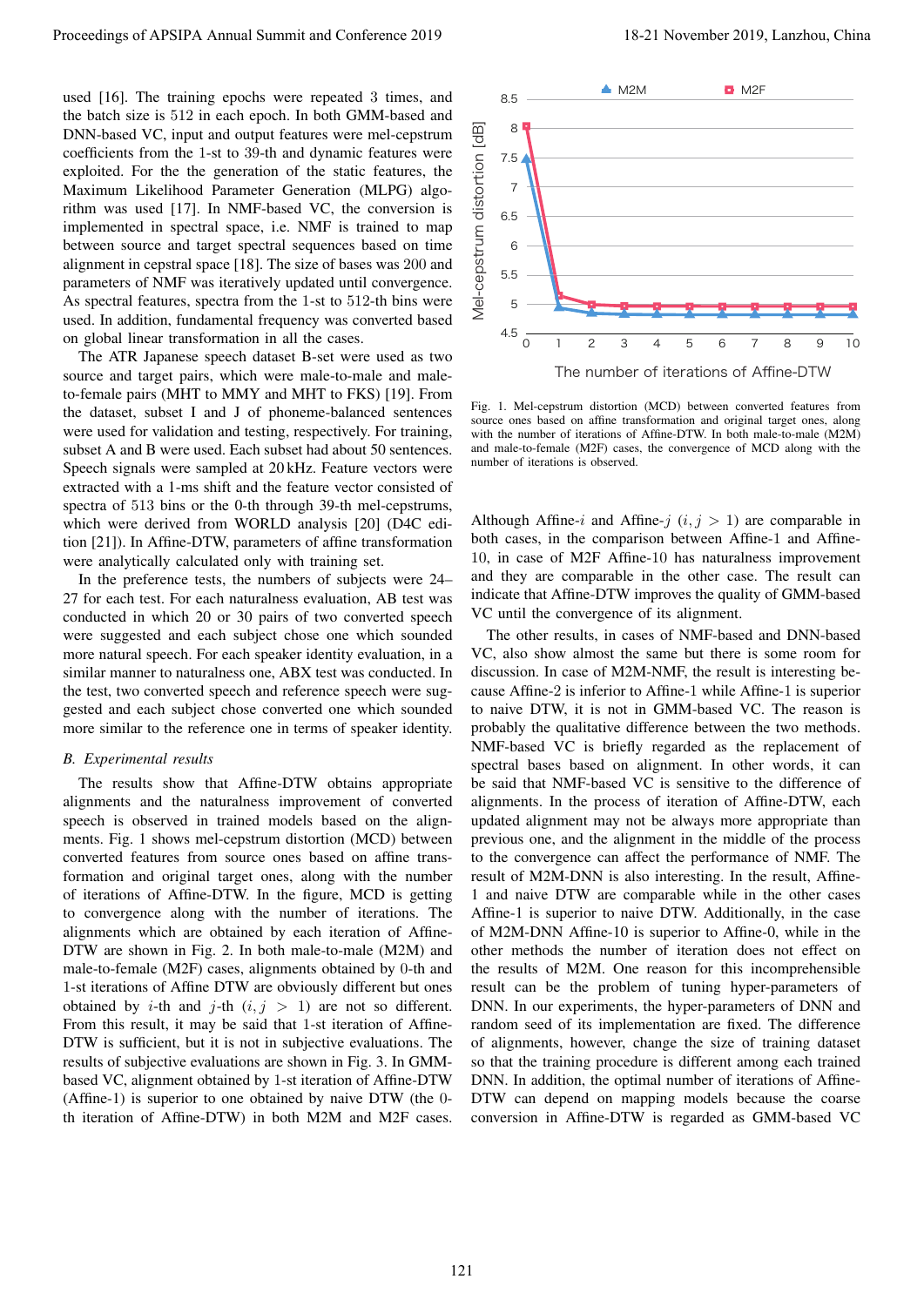used [16]. The training epochs were repeated 3 times, and the batch size is 512 in each epoch. In both GMM-based and DNN-based VC, input and output features were mel-cepstrum coefficients from the 1-st to 39-th and dynamic features were exploited. For the the generation of the static features, the Maximum Likelihood Parameter Generation (MLPG) algorithm was used [17]. In NMF-based VC, the conversion is implemented in spectral space, i.e. NMF is trained to map between source and target spectral sequences based on time alignment in cepstral space [18]. The size of bases was 200 and parameters of NMF was iteratively updated until convergence. As spectral features, spectra from the 1-st to 512-th bins were used. In addition, fundamental frequency was converted based on global linear transformation in all the cases.

The ATR Japanese speech dataset B-set were used as two source and target pairs, which were male-to-male and male-to-female pairs (MHT to MMY and MHT to FKS) [19]. From the dataset, subset I and J of phoneme-balanced sentences were used for validation and testing, respectively. For training, subset A and B were used. Each subset had about 50 sentences. Speech signals were sampled at 20 kHz. Feature vectors were extracted with a 1-ms shift and the feature vector consisted of spectra of 513 bins or the 0-th through 39-th mel-cepstrums, which were derived from WORLD analysis [20] (D4C edition [21]). In Affine-DTW, parameters of affine transformation were analytically calculated only with training set.

In the preference tests, the numbers of subjects were 24–27 for each test. For each naturalness evaluation, AB test was conducted in which 20 or 30 pairs of two converted speech were suggested and each subject chose one which sounded more natural speech. For each speaker identity evaluation, in a similar manner to naturalness one, ABX test was conducted. In the test, two converted speech and reference speech were suggested and each subject chose converted one which sounded more similar to the reference one in terms of speaker identity.

### *B. Experimental results*

The results show that Affine-DTW obtains appropriate alignments and the naturalness improvement of converted speech is observed in trained models based on the alignments. Fig. 1 shows mel-cepstrum distortion (MCD) between converted features from source ones based on affine transformation and original target ones, along with the number of iterations of Affine-DTW. In the figure, MCD is getting to convergence along with the number of iterations. The alignments which are obtained by each iteration of Affine-DTW are shown in Fig. 2. In both male-to-male (M2M) and male-to-female (M2F) cases, alignments obtained by 0-th and 1-st iterations of Affine DTW are obviously different but ones obtained by $i$-th and $j$-th $(i, j > 1)$ are not so different. From this result, it may be said that 1-st iteration of Affine-DTW is sufficient, but it is not in subjective evaluations. The results of subjective evaluations are shown in Fig. 3. In GMM-based VC, alignment obtained by 1-st iteration of Affine-DTW (Affine-1) is superior to one obtained by naive DTW (the 0-th iteration of Affine-DTW) in both M2M and M2F cases.

Fig. 1. Mel-cepstrum distortion (MCD) between converted features from source ones based on affine transformation and original target ones, along with the number of iterations of Affine-DTW. In both male-to-male (M2M) and male-to-female (M2F) cases, the convergence of MCD along with the number of iterations is observed.

Although Affine-$i$ and Affine-$j$ $(i, j > 1)$ are comparable in both cases, in the comparison between Affine-1 and Affine-10, in case of M2F Affine-10 has naturalness improvement and they are comparable in the other case. The result can indicate that Affine-DTW improves the quality of GMM-based VC until the convergence of its alignment.

The other results, in cases of NMF-based and DNN-based VC, also show almost the same but there is some room for discussion. In case of M2M-NMF, the result is interesting because Affine-2 is inferior to Affine-1 while Affine-1 is superior to naive DTW, it is not in GMM-based VC. The reason is probably the qualitative difference between the two methods. NMF-based VC is briefly regarded as the replacement of spectral bases based on alignment. In other words, it can be said that NMF-based VC is sensitive to the difference of alignments. In the process of iteration of Affine-DTW, each updated alignment may not be always more appropriate than previous one, and the alignment in the middle of the process to the convergence can affect the performance of NMF. The result of M2M-DNN is also interesting. In the result, Affine-1 and naive DTW are comparable while in the other cases Affine-1 is superior to naive DTW. Additionally, in the case of M2M-DNN Affine-10 is superior to Affine-0, while in the other methods the number of iteration does not effect on the results of M2M. One reason for this incomprehensible result can be the problem of tuning hyper-parameters of DNN. In our experiments, the hyper-parameters of DNN and random seed of its implementation are fixed. The difference of alignments, however, change the size of training dataset so that the training procedure is different among each trained DNN. In addition, the optimal number of iterations of Affine-DTW can depend on mapping models because the coarse conversion in Affine-DTW is regarded as GMM-based VC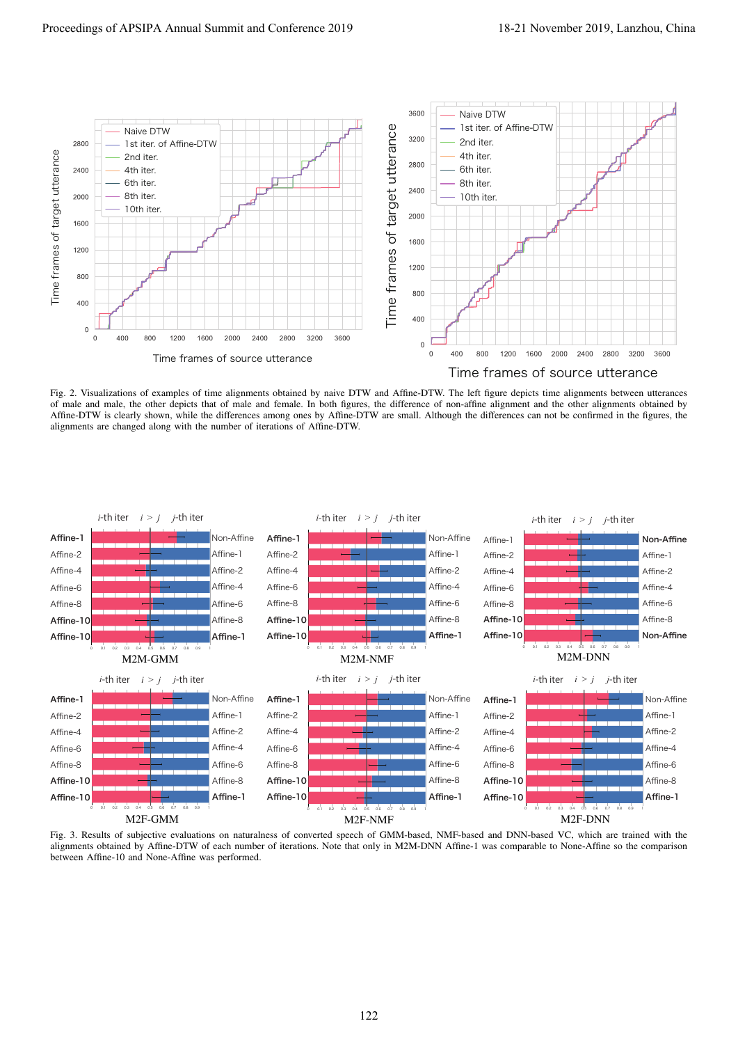Fig. 2. Visualizations of examples of time alignments obtained by naive DTW and Affine-DTW. The left figure depicts time alignments between utterances of male and male, the other depicts that of male and female. In both figures, the difference of non-affine alignment and the other alignments obtained by Affine-DTW is clearly shown, while the differences among ones by Affine-DTW are small. Although the differences can not be confirmed in the figures, the alignments are changed along with the number of iterations of Affine-DTW.

Fig. 3. Results of subjective evaluations on naturalness of converted speech of GMM-based, NMF-based and DNN-based VC, which are trained with the alignments obtained by Affine-DTW of each number of iterations. Note that only in M2M-DNN Affine-1 was comparable to None-Affine so the comparison between Affine-10 and None-Affine was performed.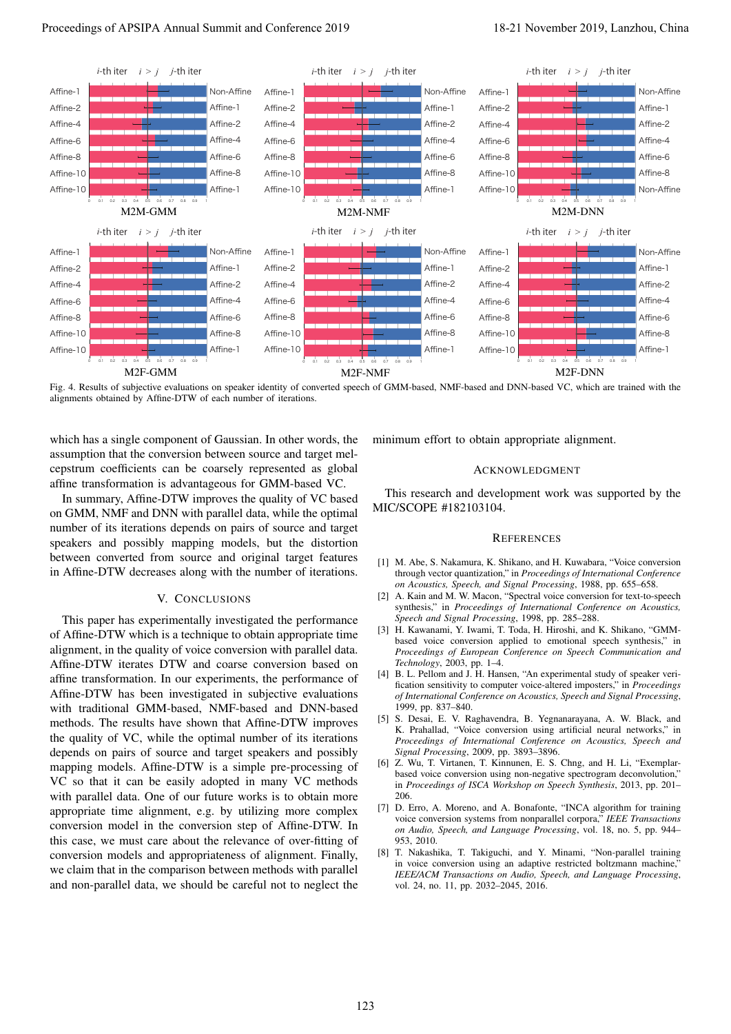Fig. 4. Results of subjective evaluations on speaker identity of converted speech of GMM-based, NMF-based and DNN-based VC, which are trained with the alignments obtained by Affine-DTW of each number of iterations.

which has a single component of Gaussian. In other words, the assumption that the conversion between source and target mel-cepstrum coefficients can be coarsely represented as global affine transformation is advantageous for GMM-based VC.

In summary, Affine-DTW improves the quality of VC based on GMM, NMF and DNN with parallel data, while the optimal number of its iterations depends on pairs of source and target speakers and possibly mapping models, but the distortion between converted from source and original target features in Affine-DTW decreases along with the number of iterations.

## V. Conclusions

This paper has experimentally investigated the performance of Affine-DTW which is a technique to obtain appropriate time alignment, in the quality of voice conversion with parallel data. Affine-DTW iterates DTW and coarse conversion based on affine transformation. In our experiments, the performance of Affine-DTW has been investigated in subjective evaluations with traditional GMM-based, NMF-based and DNN-based methods. The results have shown that Affine-DTW improves the quality of VC, while the optimal number of its iterations depends on pairs of source and target speakers and possibly mapping models. Affine-DTW is a simple pre-processing of VC so that it can be easily adopted in many VC methods with parallel data. One of our future works is to obtain more appropriate time alignment, e.g. by utilizing more complex conversion model in the conversion step of Affine-DTW. In this case, we must care about the relevance of over-fitting of conversion models and appropriateness of alignment. Finally, we claim that in the comparison between methods with parallel and non-parallel data, we should be careful not to neglect the minimum effort to obtain appropriate alignment.

## Acknowledgment

This research and development work was supported by the MIC/SCOPE #182103104.

## References

[1] M. Abe, S. Nakamura, K. Shikano, and H. Kuwabara, “Voice conversion through vector quantization,” in *Proceedings of International Conference on Acoustics, Speech, and Signal Processing*, 1988, pp. 655–658.

[2] A. Kain and M. W. Macon, “Spectral voice conversion for text-to-speech synthesis,” in *Proceedings of International Conference on Acoustics, Speech and Signal Processing*, 1998, pp. 285–288.

[3] H. Kawanami, T. Iwami, T. Toda, H. Hiroshi, and K. Shikano, “GMM-based voice conversion applied to emotional speech synthesis,” in *Proceedings of European Conference on Speech Communication and Technology*, 2003, pp. 1–4.

[4] B. L. Pellom and J. H. Hansen, “An experimental study of speaker verification sensitivity to computer voice-altered imposters,” in *Proceedings of International Conference on Acoustics, Speech and Signal Processing*, 1999, pp. 837–840.

[5] S. Desai, E. V. Raghavendra, B. Yegnanarayana, A. W. Black, and K. Prahallad, “Voice conversion using artificial neural networks,” in *Proceedings of International Conference on Acoustics, Speech and Signal Processing*, 2009, pp. 3893–3896.

[6] Z. Wu, T. Virtanen, T. Kinnunen, E. S. Chng, and H. Li, “Exemplar-based voice conversion using non-negative spectrogram deconvolution,” in *Proceedings of ISCA Workshop on Speech Synthesis*, 2013, pp. 201–206.

[7] D. Erro, A. Moreno, and A. Bonafonte, “INCA algorithm for training voice conversion systems from nonparallel corpora,” *IEEE Transactions on Audio, Speech, and Language Processing*, vol. 18, no. 5, pp. 944–953, 2010.

[8] T. Nakashika, T. Takiguchi, and Y. Minami, “Non-parallel training in voice conversion using an adaptive restricted boltzmann machine,” *IEEE/ACM Transactions on Audio, Speech, and Language Processing*, vol. 24, no. 11, pp. 2032–2045, 2016.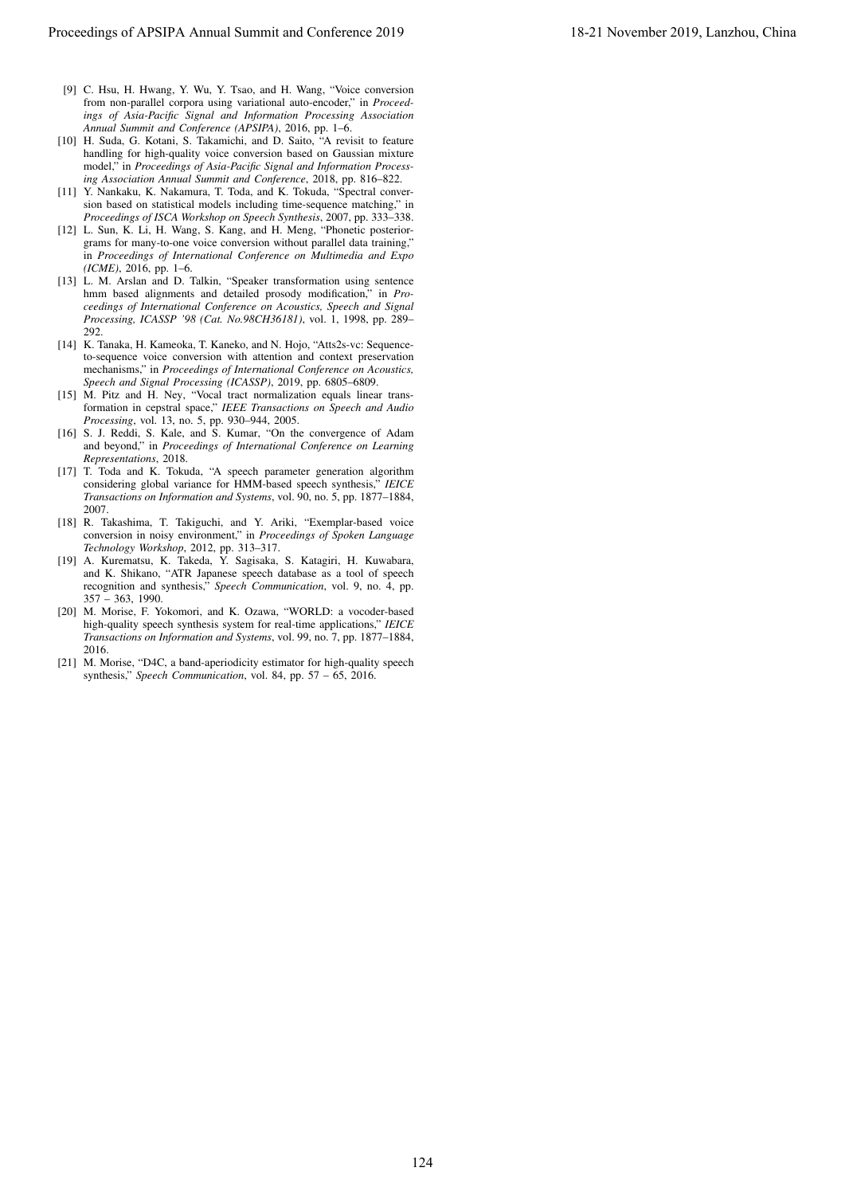[9] C. Hsu, H. Hwang, Y. Wu, Y. Tsao, and H. Wang, "Voice conversion from non-parallel corpora using variational auto-encoder," in *Proceedings of Asia-Pacific Signal and Information Processing Association Annual Summit and Conference (APSIPA)*, 2016, pp. 1–6.

[10] H. Suda, G. Kotani, S. Takamichi, and D. Saito, "A revisit to feature handling for high-quality voice conversion based on Gaussian mixture model," in *Proceedings of Asia-Pacific Signal and Information Processing Association Annual Summit and Conference*, 2018, pp. 816–822.

[11] Y. Nankaku, K. Nakamura, T. Toda, and K. Tokuda, "Spectral conversion based on statistical models including time-sequence matching," in *Proceedings of ISCA Workshop on Speech Synthesis*, 2007, pp. 333–338.

[12] L. Sun, K. Li, H. Wang, S. Kang, and H. Meng, "Phonetic posteriorgrams for many-to-one voice conversion without parallel data training," in *Proceedings of International Conference on Multimedia and Expo (ICME)*, 2016, pp. 1–6.

[13] L. M. Arslan and D. Talkin, "Speaker transformation using sentence hmm based alignments and detailed prosody modification," in *Proceedings of International Conference on Acoustics, Speech and Signal Processing, ICASSP '98 (Cat. No.98CH36181)*, vol. 1, 1998, pp. 289–292.

[14] K. Tanaka, H. Kameoka, T. Kaneko, and N. Hojo, "Atts2s-vc: Sequence-to-sequence voice conversion with attention and context preservation mechanisms," in *Proceedings of International Conference on Acoustics, Speech and Signal Processing (ICASSP)*, 2019, pp. 6805–6809.

[15] M. Pitz and H. Ney, "Vocal tract normalization equals linear transformation in cepstral space," *IEEE Transactions on Speech and Audio Processing*, vol. 13, no. 5, pp. 930–944, 2005.

[16] S. J. Reddi, S. Kale, and S. Kumar, "On the convergence of Adam and beyond," in *Proceedings of International Conference on Learning Representations*, 2018.

[17] T. Toda and K. Tokuda, "A speech parameter generation algorithm considering global variance for HMM-based speech synthesis," *IEICE Transactions on Information and Systems*, vol. 90, no. 5, pp. 1877–1884, 2007.

[18] R. Takashima, T. Takiguchi, and Y. Ariki, "Exemplar-based voice conversion in noisy environment," in *Proceedings of Spoken Language Technology Workshop*, 2012, pp. 313–317.

[19] A. Kurematsu, K. Takeda, Y. Sagisaka, S. Katagiri, H. Kuwabara, and K. Shikano, "ATR Japanese speech database as a tool of speech recognition and synthesis," *Speech Communication*, vol. 9, no. 4, pp. 357 – 363, 1990.

[20] M. Morise, F. Yokomori, and K. Ozawa, "WORLD: a vocoder-based high-quality speech synthesis system for real-time applications," *IEICE Transactions on Information and Systems*, vol. 99, no. 7, pp. 1877–1884, 2016.

[21] M. Morise, "D4C, a band-aperiodicity estimator for high-quality speech synthesis," *Speech Communication*, vol. 84, pp. 57 – 65, 2016.